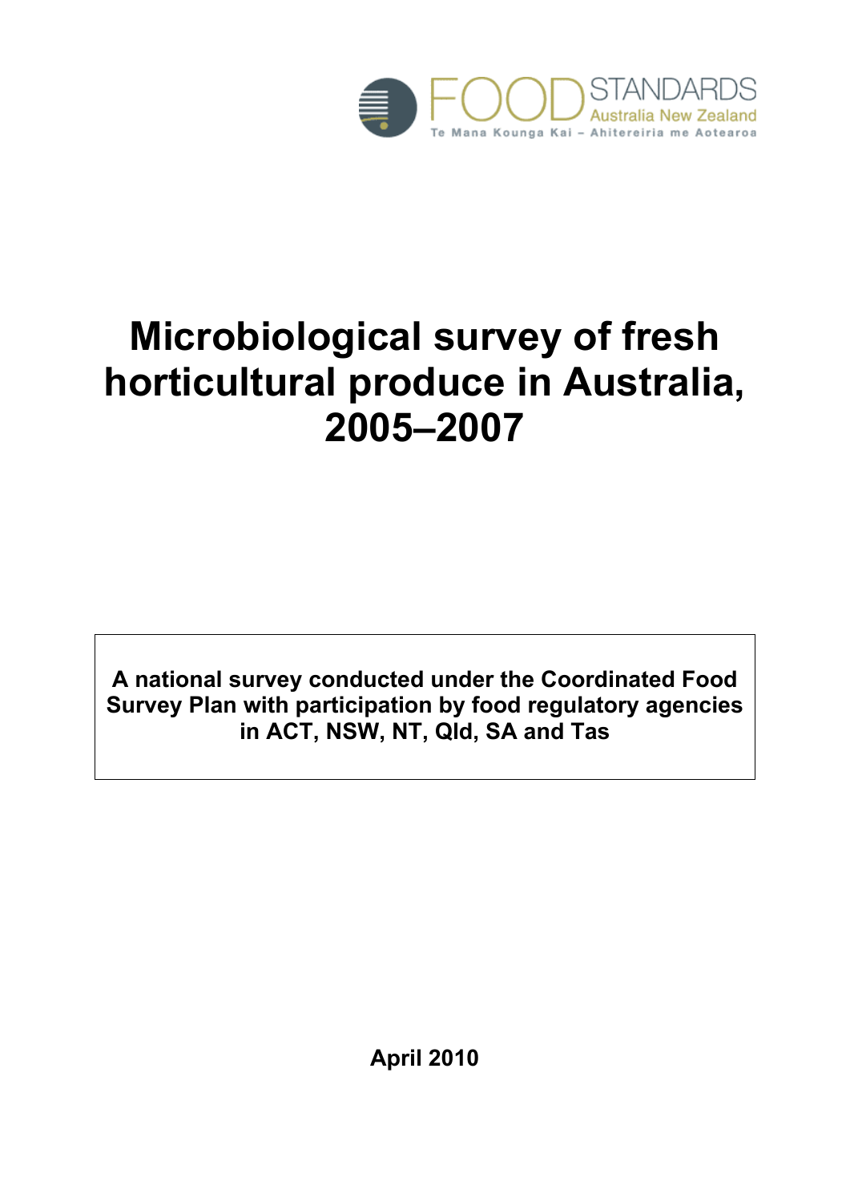FOOD STANDARDS Australia New Zealand

Te Mana Kounga Kai – Ahitereiria me Aotearoa

# Microbiological survey of fresh horticultural produce in Australia, 2005–2007

**A national survey conducted under the Coordinated Food Survey Plan with participation by food regulatory agencies in ACT, NSW, NT, Qld, SA and Tas**

**April 2010**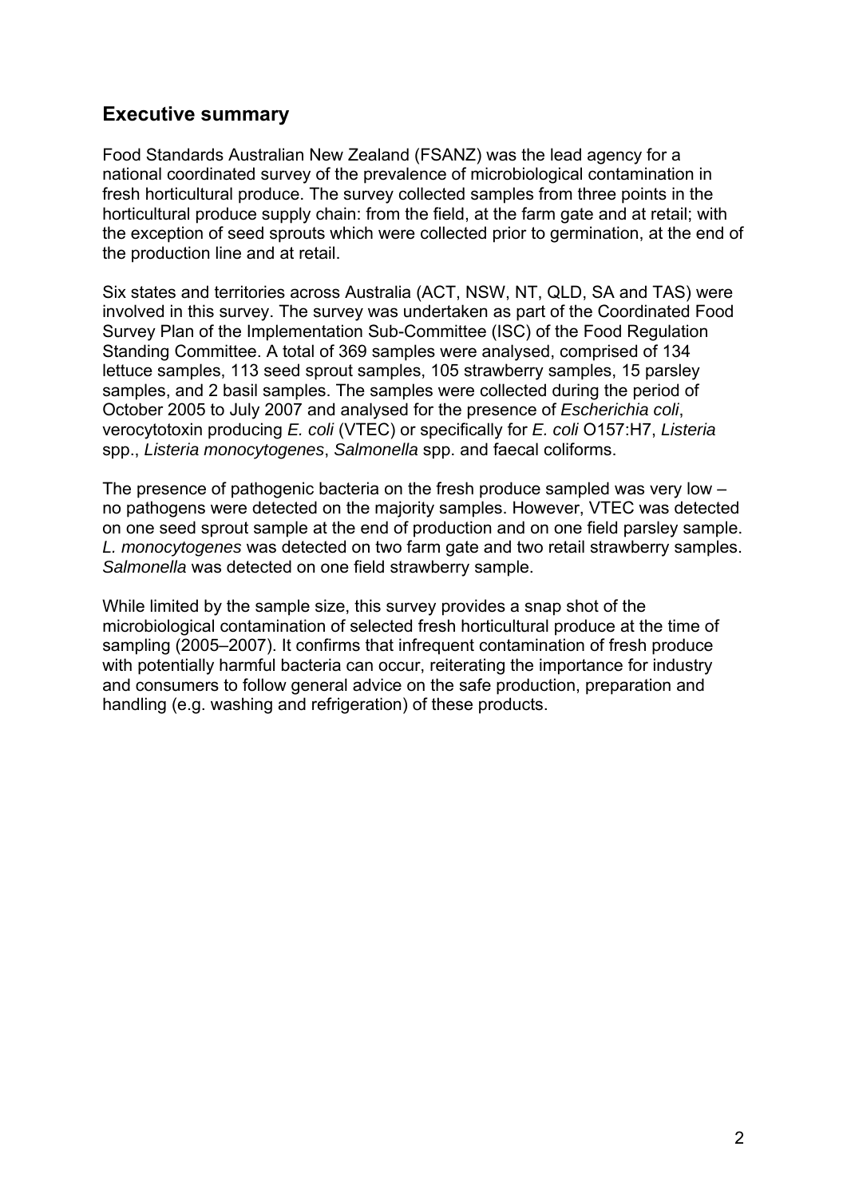## Executive summary

Food Standards Australian New Zealand (FSANZ) was the lead agency for a national coordinated survey of the prevalence of microbiological contamination in fresh horticultural produce. The survey collected samples from three points in the horticultural produce supply chain: from the field, at the farm gate and at retail; with the exception of seed sprouts which were collected prior to germination, at the end of the production line and at retail.

Six states and territories across Australia (ACT, NSW, NT, QLD, SA and TAS) were involved in this survey. The survey was undertaken as part of the Coordinated Food Survey Plan of the Implementation Sub-Committee (ISC) of the Food Regulation Standing Committee. A total of 369 samples were analysed, comprised of 134 lettuce samples, 113 seed sprout samples, 105 strawberry samples, 15 parsley samples, and 2 basil samples. The samples were collected during the period of October 2005 to July 2007 and analysed for the presence of *Escherichia coli*, verocytotoxin producing *E. coli* (VTEC) or specifically for *E. coli* O157:H7, *Listeria* spp., *Listeria monocytogenes*, *Salmonella* spp. and faecal coliforms.

The presence of pathogenic bacteria on the fresh produce sampled was very low – no pathogens were detected on the majority samples. However, VTEC was detected on one seed sprout sample at the end of production and on one field parsley sample. *L. monocytogenes* was detected on two farm gate and two retail strawberry samples. *Salmonella* was detected on one field strawberry sample.

While limited by the sample size, this survey provides a snap shot of the microbiological contamination of selected fresh horticultural produce at the time of sampling (2005–2007). It confirms that infrequent contamination of fresh produce with potentially harmful bacteria can occur, reiterating the importance for industry and consumers to follow general advice on the safe production, preparation and handling (e.g. washing and refrigeration) of these products.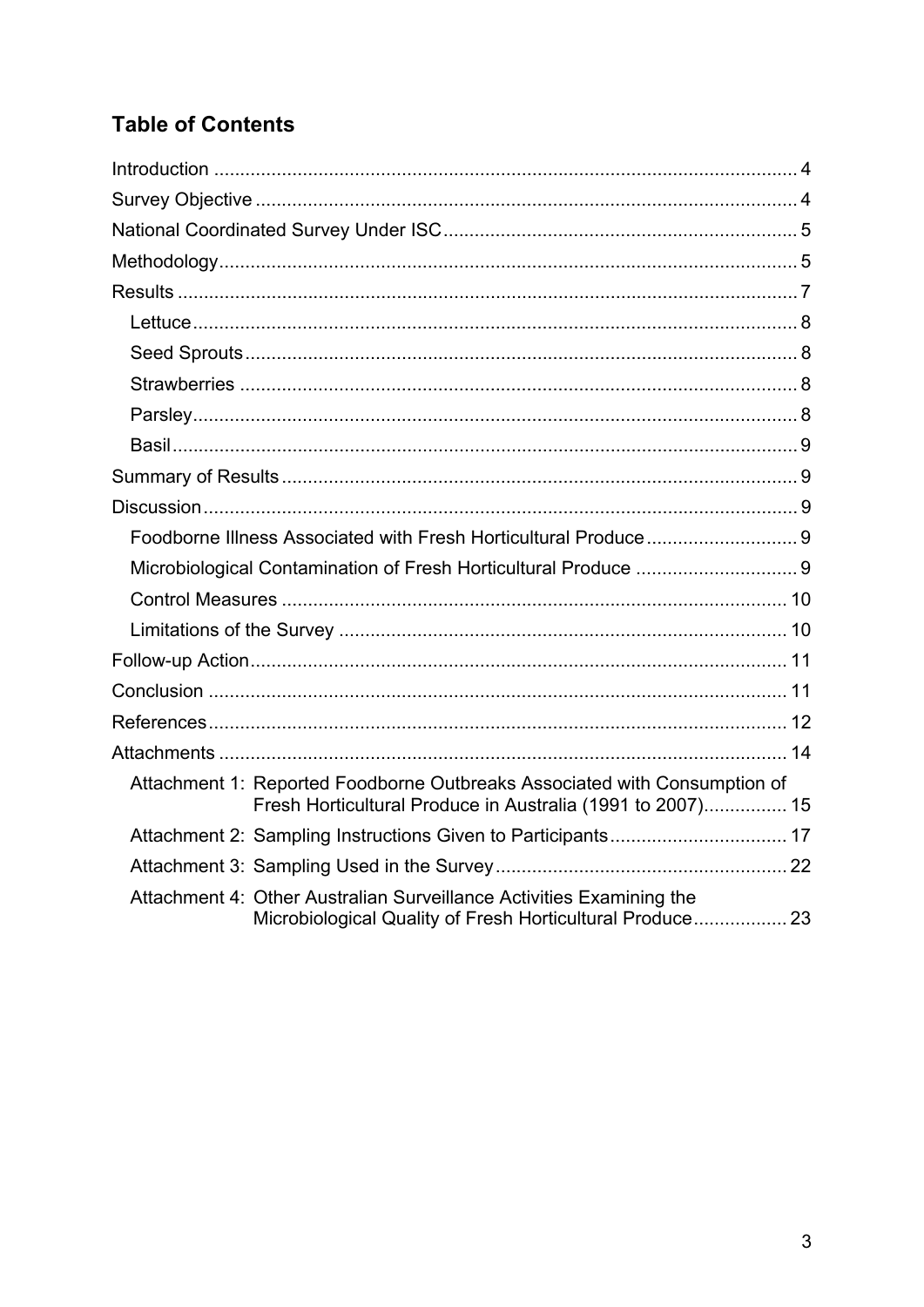## Table of Contents

Introduction .......... 4
Survey Objective .......... 4
National Coordinated Survey Under ISC .......... 5
Methodology .......... 5
Results .......... 7
- Lettuce .......... 8
- Seed Sprouts .......... 8
- Strawberries .......... 8
- Parsley .......... 8
- Basil .......... 9

Summary of Results .......... 9
Discussion .......... 9
- Foodborne Illness Associated with Fresh Horticultural Produce .......... 9
- Microbiological Contamination of Fresh Horticultural Produce .......... 9
- Control Measures .......... 10
- Limitations of the Survey .......... 10

Follow-up Action .......... 11
Conclusion .......... 11
References .......... 12
Attachments .......... 14
- Attachment 1: Reported Foodborne Outbreaks Associated with Consumption of Fresh Horticultural Produce in Australia (1991 to 2007) .......... 15
- Attachment 2: Sampling Instructions Given to Participants .......... 17
- Attachment 3: Sampling Used in the Survey .......... 22
- Attachment 4: Other Australian Surveillance Activities Examining the Microbiological Quality of Fresh Horticultural Produce .......... 23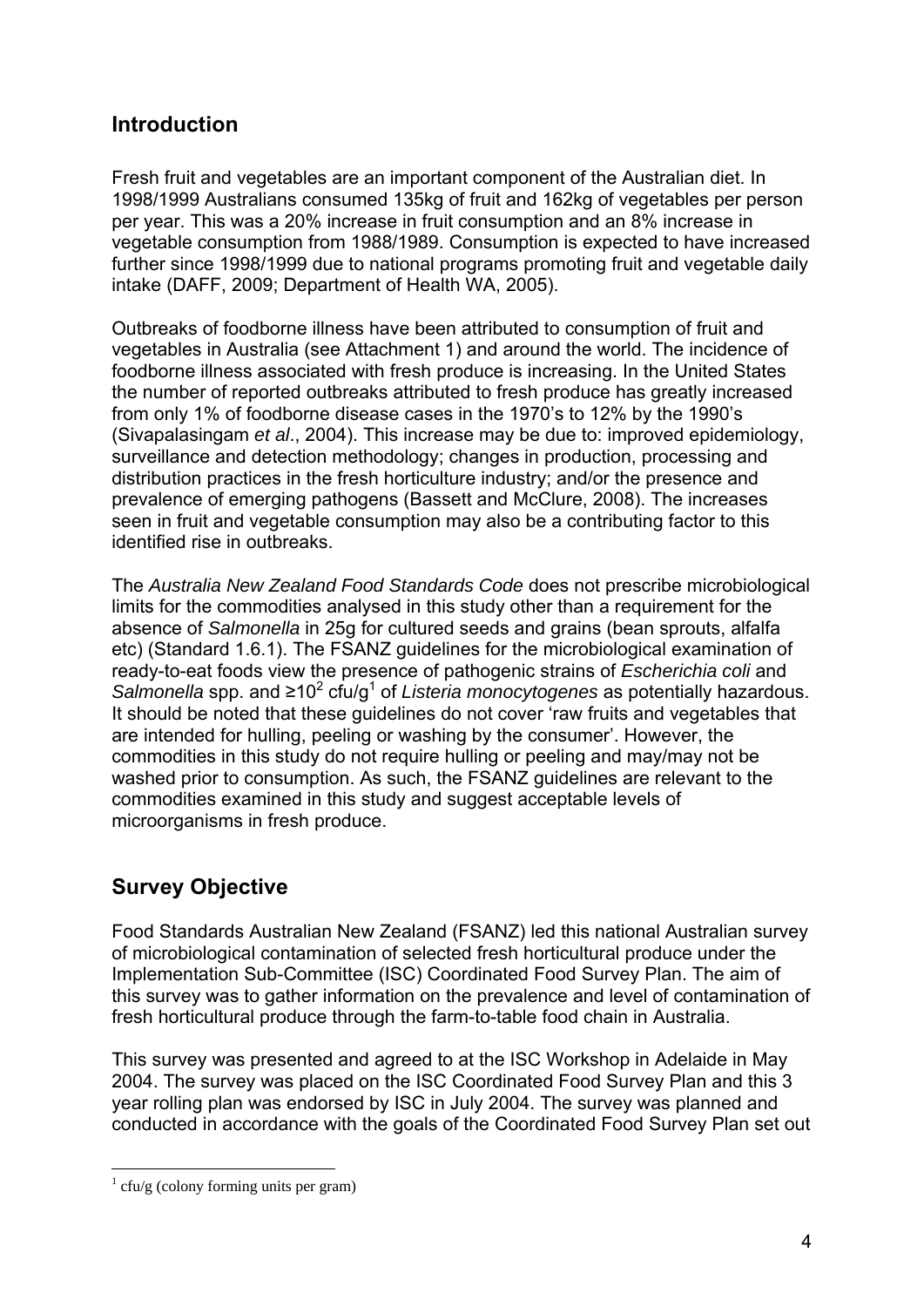## Introduction

Fresh fruit and vegetables are an important component of the Australian diet. In 1998/1999 Australians consumed 135kg of fruit and 162kg of vegetables per person per year. This was a 20% increase in fruit consumption and an 8% increase in vegetable consumption from 1988/1989. Consumption is expected to have increased further since 1998/1999 due to national programs promoting fruit and vegetable daily intake (DAFF, 2009; Department of Health WA, 2005).

Outbreaks of foodborne illness have been attributed to consumption of fruit and vegetables in Australia (see Attachment 1) and around the world. The incidence of foodborne illness associated with fresh produce is increasing. In the United States the number of reported outbreaks attributed to fresh produce has greatly increased from only 1% of foodborne disease cases in the 1970's to 12% by the 1990's (Sivapalasingam *et al*., 2004). This increase may be due to: improved epidemiology, surveillance and detection methodology; changes in production, processing and distribution practices in the fresh horticulture industry; and/or the presence and prevalence of emerging pathogens (Bassett and McClure, 2008). The increases seen in fruit and vegetable consumption may also be a contributing factor to this identified rise in outbreaks.

The *Australia New Zealand Food Standards Code* does not prescribe microbiological limits for the commodities analysed in this study other than a requirement for the absence of *Salmonella* in 25g for cultured seeds and grains (bean sprouts, alfalfa etc) (Standard 1.6.1). The FSANZ guidelines for the microbiological examination of ready-to-eat foods view the presence of pathogenic strains of *Escherichia coli* and *Salmonella* spp. and $\geq 10^2$ cfu/g[1] of *Listeria monocytogenes* as potentially hazardous. It should be noted that these guidelines do not cover 'raw fruits and vegetables that are intended for hulling, peeling or washing by the consumer'. However, the commodities in this study do not require hulling or peeling and may/may not be washed prior to consumption. As such, the FSANZ guidelines are relevant to the commodities examined in this study and suggest acceptable levels of microorganisms in fresh produce.

## Survey Objective

Food Standards Australian New Zealand (FSANZ) led this national Australian survey of microbiological contamination of selected fresh horticultural produce under the Implementation Sub-Committee (ISC) Coordinated Food Survey Plan. The aim of this survey was to gather information on the prevalence and level of contamination of fresh horticultural produce through the farm-to-table food chain in Australia.

This survey was presented and agreed to at the ISC Workshop in Adelaide in May 2004. The survey was placed on the ISC Coordinated Food Survey Plan and this 3 year rolling plan was endorsed by ISC in July 2004. The survey was planned and conducted in accordance with the goals of the Coordinated Food Survey Plan set out

[1] cfu/g (colony forming units per gram)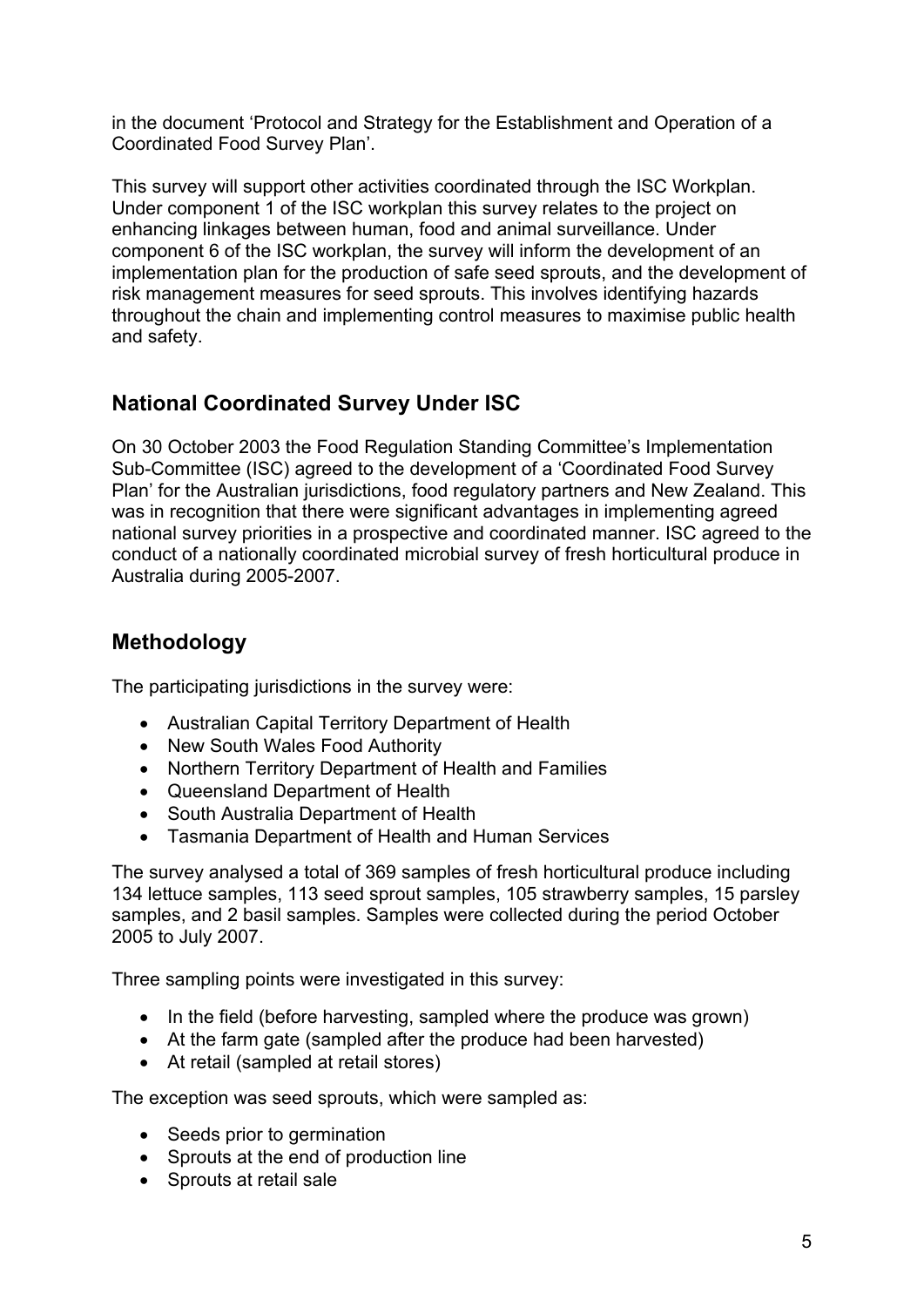in the document 'Protocol and Strategy for the Establishment and Operation of a Coordinated Food Survey Plan'.

This survey will support other activities coordinated through the ISC Workplan. Under component 1 of the ISC workplan this survey relates to the project on enhancing linkages between human, food and animal surveillance. Under component 6 of the ISC workplan, the survey will inform the development of an implementation plan for the production of safe seed sprouts, and the development of risk management measures for seed sprouts. This involves identifying hazards throughout the chain and implementing control measures to maximise public health and safety.

## National Coordinated Survey Under ISC

On 30 October 2003 the Food Regulation Standing Committee's Implementation Sub-Committee (ISC) agreed to the development of a 'Coordinated Food Survey Plan' for the Australian jurisdictions, food regulatory partners and New Zealand. This was in recognition that there were significant advantages in implementing agreed national survey priorities in a prospective and coordinated manner. ISC agreed to the conduct of a nationally coordinated microbial survey of fresh horticultural produce in Australia during 2005-2007.

## Methodology

The participating jurisdictions in the survey were:

- Australian Capital Territory Department of Health
- New South Wales Food Authority
- Northern Territory Department of Health and Families
- Queensland Department of Health
- South Australia Department of Health
- Tasmania Department of Health and Human Services

The survey analysed a total of 369 samples of fresh horticultural produce including 134 lettuce samples, 113 seed sprout samples, 105 strawberry samples, 15 parsley samples, and 2 basil samples. Samples were collected during the period October 2005 to July 2007.

Three sampling points were investigated in this survey:

- In the field (before harvesting, sampled where the produce was grown)
- At the farm gate (sampled after the produce had been harvested)
- At retail (sampled at retail stores)

The exception was seed sprouts, which were sampled as:

- Seeds prior to germination
- Sprouts at the end of production line
- Sprouts at retail sale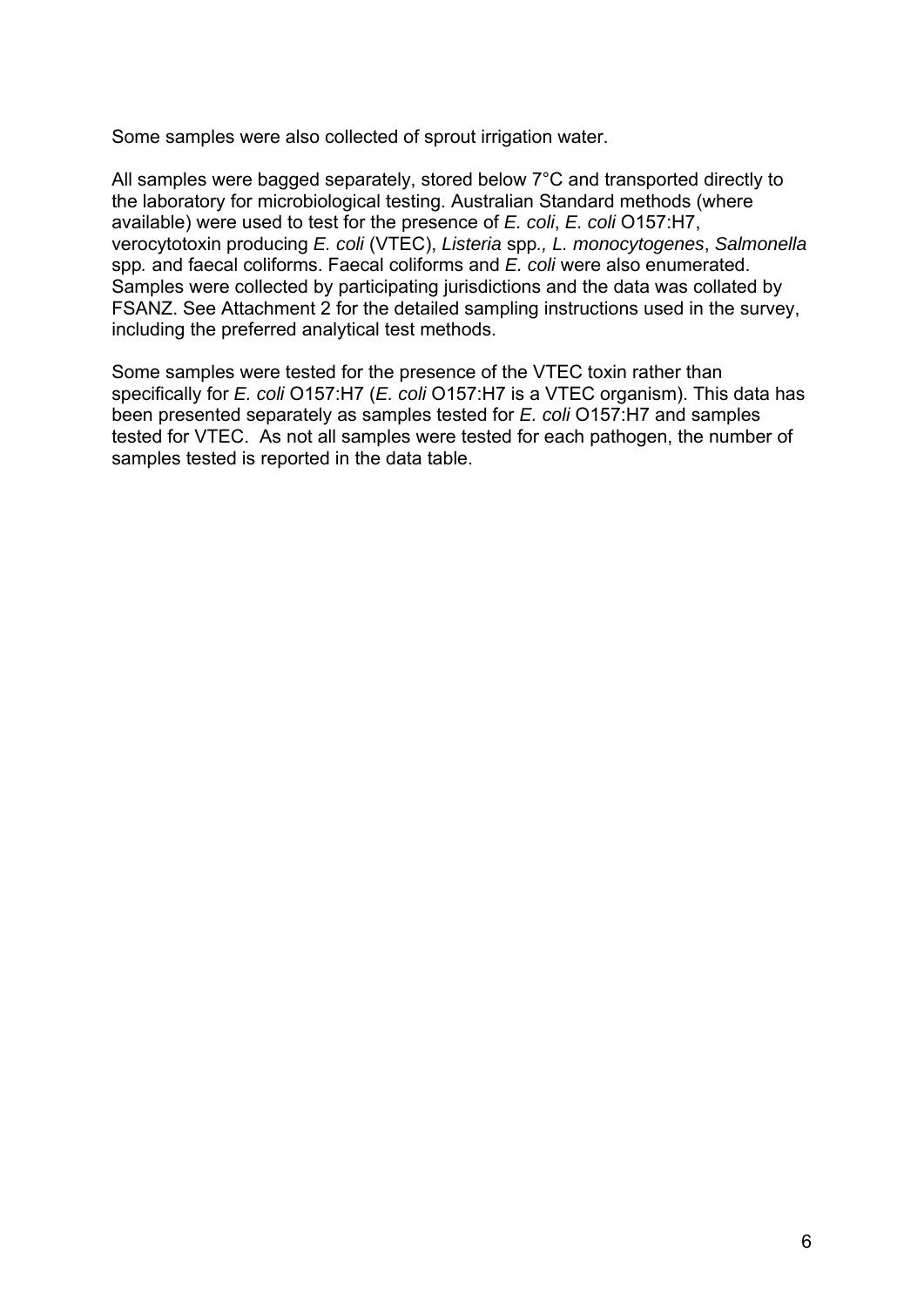Some samples were also collected of sprout irrigation water.

All samples were bagged separately, stored below 7°C and transported directly to the laboratory for microbiological testing. Australian Standard methods (where available) were used to test for the presence of *E. coli*, *E. coli* O157:H7, verocytotoxin producing *E. coli* (VTEC), *Listeria* spp*., L. monocytogenes*, *Salmonella* spp*.* and faecal coliforms. Faecal coliforms and *E. coli* were also enumerated. Samples were collected by participating jurisdictions and the data was collated by FSANZ. See Attachment 2 for the detailed sampling instructions used in the survey, including the preferred analytical test methods.

Some samples were tested for the presence of the VTEC toxin rather than specifically for *E. coli* O157:H7 (*E. coli* O157:H7 is a VTEC organism). This data has been presented separately as samples tested for *E. coli* O157:H7 and samples tested for VTEC. As not all samples were tested for each pathogen, the number of samples tested is reported in the data table.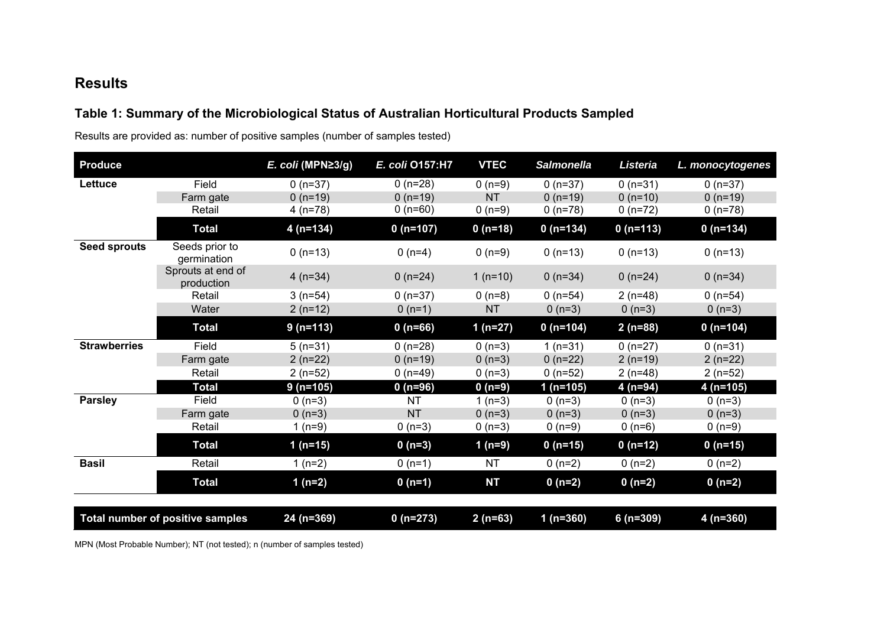## Results

### Table 1: Summary of the Microbiological Status of Australian Horticultural Products Sampled

Results are provided as: number of positive samples (number of samples tested)

| Produce | | *E. coli* (MPN≥3/g) | *E. coli* O157:H7 | VTEC | *Salmonella* | *Listeria* | *L. monocytogenes* |
|---|---|---|---|---|---|---|---|
| **Lettuce** | Field | 0 (n=37) | 0 (n=28) | 0 (n=9) | 0 (n=37) | 0 (n=31) | 0 (n=37) |
| | Farm gate | 0 (n=19) | 0 (n=19) | NT | 0 (n=19) | 0 (n=10) | 0 (n=19) |
| | Retail | 4 (n=78) | 0 (n=60) | 0 (n=9) | 0 (n=78) | 0 (n=72) | 0 (n=78) |
| | **Total** | **4 (n=134)** | **0 (n=107)** | **0 (n=18)** | **0 (n=134)** | **0 (n=113)** | **0 (n=134)** |
| **Seed sprouts** | Seeds prior to germination | 0 (n=13) | 0 (n=4) | 0 (n=9) | 0 (n=13) | 0 (n=13) | 0 (n=13) |
| | Sprouts at end of production | 4 (n=34) | 0 (n=24) | 1 (n=10) | 0 (n=34) | 0 (n=24) | 0 (n=34) |
| | Retail | 3 (n=54) | 0 (n=37) | 0 (n=8) | 0 (n=54) | 2 (n=48) | 0 (n=54) |
| | Water | 2 (n=12) | 0 (n=1) | NT | 0 (n=3) | 0 (n=3) | 0 (n=3) |
| | **Total** | **9 (n=113)** | **0 (n=66)** | **1 (n=27)** | **0 (n=104)** | **2 (n=88)** | **0 (n=104)** |
| **Strawberries** | Field | 5 (n=31) | 0 (n=28) | 0 (n=3) | 1 (n=31) | 0 (n=27) | 0 (n=31) |
| | Farm gate | 2 (n=22) | 0 (n=19) | 0 (n=3) | 0 (n=22) | 2 (n=19) | 2 (n=22) |
| | Retail | 2 (n=52) | 0 (n=49) | 0 (n=3) | 0 (n=52) | 2 (n=48) | 2 (n=52) |
| | **Total** | **9 (n=105)** | **0 (n=96)** | **0 (n=9)** | **1 (n=105)** | **4 (n=94)** | **4 (n=105)** |
| **Parsley** | Field | 0 (n=3) | NT | 1 (n=3) | 0 (n=3) | 0 (n=3) | 0 (n=3) |
| | Farm gate | 0 (n=3) | NT | 0 (n=3) | 0 (n=3) | 0 (n=3) | 0 (n=3) |
| | Retail | 1 (n=9) | 0 (n=3) | 0 (n=3) | 0 (n=9) | 0 (n=6) | 0 (n=9) |
| | **Total** | **1 (n=15)** | **0 (n=3)** | **1 (n=9)** | **0 (n=15)** | **0 (n=12)** | **0 (n=15)** |
| **Basil** | Retail | 1 (n=2) | 0 (n=1) | NT | 0 (n=2) | 0 (n=2) | 0 (n=2) |
| | **Total** | **1 (n=2)** | **0 (n=1)** | **NT** | **0 (n=2)** | **0 (n=2)** | **0 (n=2)** |
| **Total number of positive samples** | | **24 (n=369)** | **0 (n=273)** | **2 (n=63)** | **1 (n=360)** | **6 (n=309)** | **4 (n=360)** |

MPN (Most Probable Number); NT (not tested); n (number of samples tested)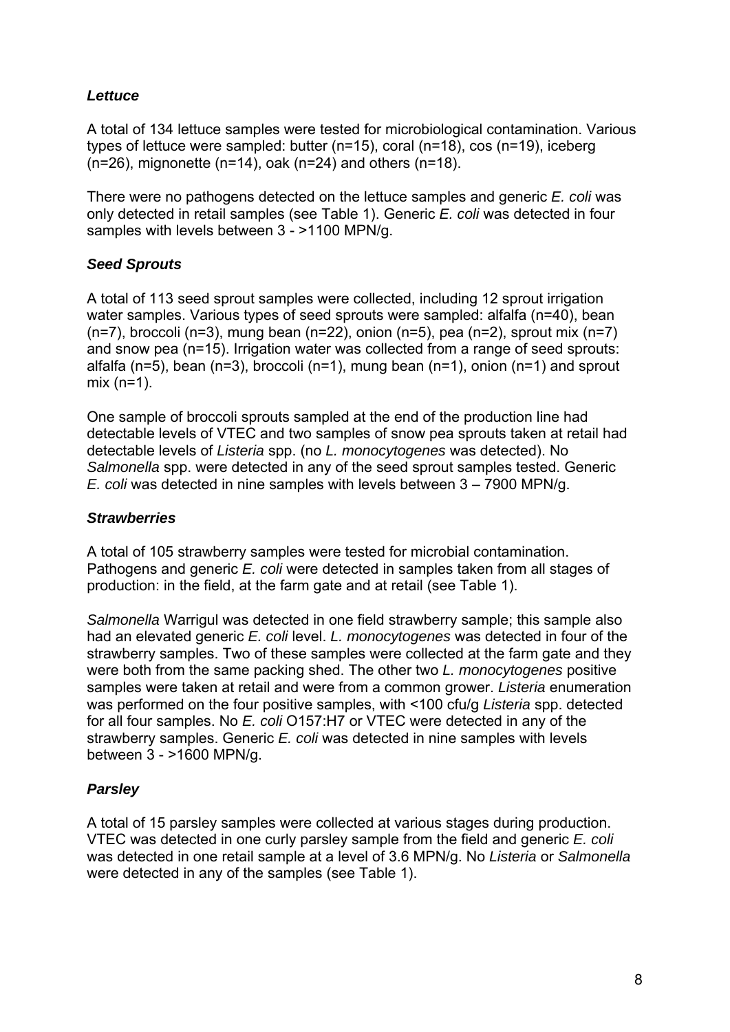### *Lettuce*

A total of 134 lettuce samples were tested for microbiological contamination. Various types of lettuce were sampled: butter (n=15), coral (n=18), cos (n=19), iceberg (n=26), mignonette (n=14), oak (n=24) and others (n=18).

There were no pathogens detected on the lettuce samples and generic *E. coli* was only detected in retail samples (see Table 1). Generic *E. coli* was detected in four samples with levels between 3 - >1100 MPN/g.

### *Seed Sprouts*

A total of 113 seed sprout samples were collected, including 12 sprout irrigation water samples. Various types of seed sprouts were sampled: alfalfa (n=40), bean (n=7), broccoli (n=3), mung bean (n=22), onion (n=5), pea (n=2), sprout mix (n=7) and snow pea (n=15). Irrigation water was collected from a range of seed sprouts: alfalfa (n=5), bean (n=3), broccoli (n=1), mung bean (n=1), onion (n=1) and sprout mix (n=1).

One sample of broccoli sprouts sampled at the end of the production line had detectable levels of VTEC and two samples of snow pea sprouts taken at retail had detectable levels of *Listeria* spp. (no *L. monocytogenes* was detected). No *Salmonella* spp. were detected in any of the seed sprout samples tested. Generic *E. coli* was detected in nine samples with levels between 3 – 7900 MPN/g.

### *Strawberries*

A total of 105 strawberry samples were tested for microbial contamination. Pathogens and generic *E. coli* were detected in samples taken from all stages of production: in the field, at the farm gate and at retail (see Table 1).

*Salmonella* Warrigul was detected in one field strawberry sample; this sample also had an elevated generic *E. coli* level. *L. monocytogenes* was detected in four of the strawberry samples. Two of these samples were collected at the farm gate and they were both from the same packing shed. The other two *L. monocytogenes* positive samples were taken at retail and were from a common grower. *Listeria* enumeration was performed on the four positive samples, with <100 cfu/g *Listeria* spp. detected for all four samples. No *E. coli* O157:H7 or VTEC were detected in any of the strawberry samples. Generic *E. coli* was detected in nine samples with levels between 3 - >1600 MPN/g.

### *Parsley*

A total of 15 parsley samples were collected at various stages during production. VTEC was detected in one curly parsley sample from the field and generic *E. coli* was detected in one retail sample at a level of 3.6 MPN/g. No *Listeria* or *Salmonella* were detected in any of the samples (see Table 1).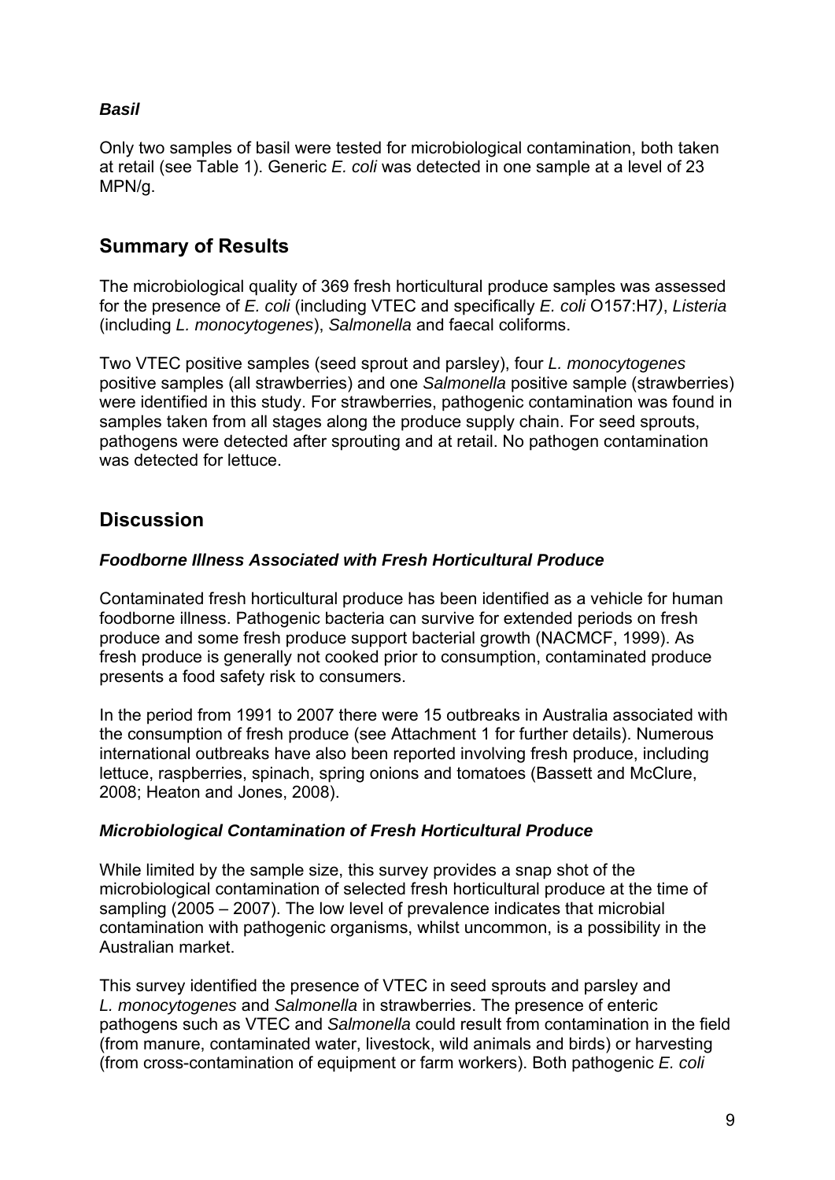### *Basil*

Only two samples of basil were tested for microbiological contamination, both taken at retail (see Table 1). Generic *E. coli* was detected in one sample at a level of 23 MPN/g.

## Summary of Results

The microbiological quality of 369 fresh horticultural produce samples was assessed for the presence of *E. coli* (including VTEC and specifically *E. coli* O157:H7), *Listeria* (including *L. monocytogenes*), *Salmonella* and faecal coliforms.

Two VTEC positive samples (seed sprout and parsley), four *L. monocytogenes* positive samples (all strawberries) and one *Salmonella* positive sample (strawberries) were identified in this study. For strawberries, pathogenic contamination was found in samples taken from all stages along the produce supply chain. For seed sprouts, pathogens were detected after sprouting and at retail. No pathogen contamination was detected for lettuce.

## Discussion

### *Foodborne Illness Associated with Fresh Horticultural Produce*

Contaminated fresh horticultural produce has been identified as a vehicle for human foodborne illness. Pathogenic bacteria can survive for extended periods on fresh produce and some fresh produce support bacterial growth (NACMCF, 1999). As fresh produce is generally not cooked prior to consumption, contaminated produce presents a food safety risk to consumers.

In the period from 1991 to 2007 there were 15 outbreaks in Australia associated with the consumption of fresh produce (see Attachment 1 for further details). Numerous international outbreaks have also been reported involving fresh produce, including lettuce, raspberries, spinach, spring onions and tomatoes (Bassett and McClure, 2008; Heaton and Jones, 2008).

### *Microbiological Contamination of Fresh Horticultural Produce*

While limited by the sample size, this survey provides a snap shot of the microbiological contamination of selected fresh horticultural produce at the time of sampling (2005 – 2007). The low level of prevalence indicates that microbial contamination with pathogenic organisms, whilst uncommon, is a possibility in the Australian market.

This survey identified the presence of VTEC in seed sprouts and parsley and *L. monocytogenes* and *Salmonella* in strawberries. The presence of enteric pathogens such as VTEC and *Salmonella* could result from contamination in the field (from manure, contaminated water, livestock, wild animals and birds) or harvesting (from cross-contamination of equipment or farm workers). Both pathogenic *E. coli*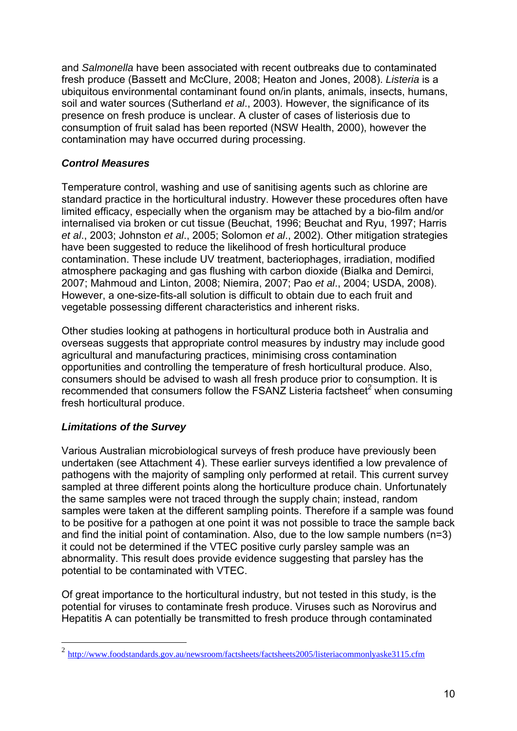and *Salmonella* have been associated with recent outbreaks due to contaminated fresh produce (Bassett and McClure, 2008; Heaton and Jones, 2008). *Listeria* is a ubiquitous environmental contaminant found on/in plants, animals, insects, humans, soil and water sources (Sutherland *et al*., 2003). However, the significance of its presence on fresh produce is unclear. A cluster of cases of listeriosis due to consumption of fruit salad has been reported (NSW Health, 2000), however the contamination may have occurred during processing.

### *Control Measures*

Temperature control, washing and use of sanitising agents such as chlorine are standard practice in the horticultural industry. However these procedures often have limited efficacy, especially when the organism may be attached by a bio-film and/or internalised via broken or cut tissue (Beuchat, 1996; Beuchat and Ryu, 1997; Harris *et al*., 2003; Johnston *et al*., 2005; Solomon *et al*., 2002). Other mitigation strategies have been suggested to reduce the likelihood of fresh horticultural produce contamination. These include UV treatment, bacteriophages, irradiation, modified atmosphere packaging and gas flushing with carbon dioxide (Bialka and Demirci, 2007; Mahmoud and Linton, 2008; Niemira, 2007; Pao *et al*., 2004; USDA, 2008). However, a one-size-fits-all solution is difficult to obtain due to each fruit and vegetable possessing different characteristics and inherent risks.

Other studies looking at pathogens in horticultural produce both in Australia and overseas suggests that appropriate control measures by industry may include good agricultural and manufacturing practices, minimising cross contamination opportunities and controlling the temperature of fresh horticultural produce. Also, consumers should be advised to wash all fresh produce prior to consumption. It is recommended that consumers follow the FSANZ Listeria factsheet[2] when consuming fresh horticultural produce.

### *Limitations of the Survey*

Various Australian microbiological surveys of fresh produce have previously been undertaken (see Attachment 4). These earlier surveys identified a low prevalence of pathogens with the majority of sampling only performed at retail. This current survey sampled at three different points along the horticulture produce chain. Unfortunately the same samples were not traced through the supply chain; instead, random samples were taken at the different sampling points. Therefore if a sample was found to be positive for a pathogen at one point it was not possible to trace the sample back and find the initial point of contamination. Also, due to the low sample numbers (n=3) it could not be determined if the VTEC positive curly parsley sample was an abnormality. This result does provide evidence suggesting that parsley has the potential to be contaminated with VTEC.

Of great importance to the horticultural industry, but not tested in this study, is the potential for viruses to contaminate fresh produce. Viruses such as Norovirus and Hepatitis A can potentially be transmitted to fresh produce through contaminated

[2] http://www.foodstandards.gov.au/newsroom/factsheets/factsheets2005/listeriacommonlyaske3115.cfm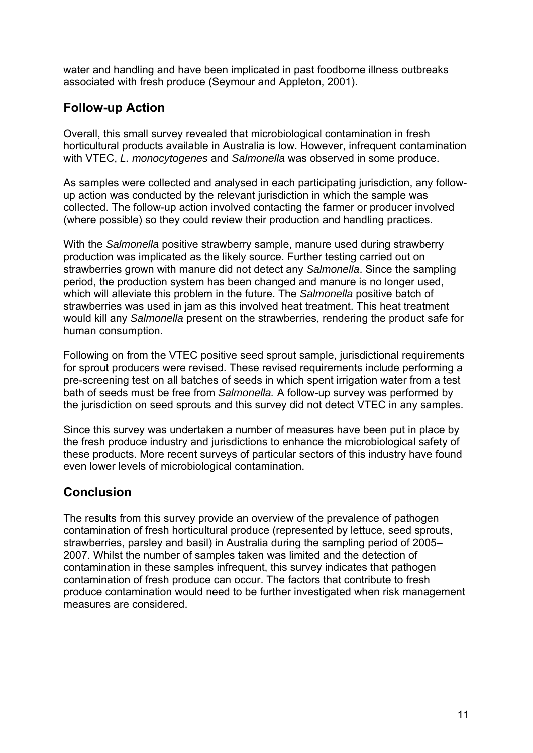water and handling and have been implicated in past foodborne illness outbreaks associated with fresh produce (Seymour and Appleton, 2001).

## Follow-up Action

Overall, this small survey revealed that microbiological contamination in fresh horticultural products available in Australia is low. However, infrequent contamination with VTEC, *L. monocytogenes* and *Salmonella* was observed in some produce.

As samples were collected and analysed in each participating jurisdiction, any follow-up action was conducted by the relevant jurisdiction in which the sample was collected. The follow-up action involved contacting the farmer or producer involved (where possible) so they could review their production and handling practices.

With the *Salmonella* positive strawberry sample, manure used during strawberry production was implicated as the likely source. Further testing carried out on strawberries grown with manure did not detect any *Salmonella*. Since the sampling period, the production system has been changed and manure is no longer used, which will alleviate this problem in the future. The *Salmonella* positive batch of strawberries was used in jam as this involved heat treatment. This heat treatment would kill any *Salmonella* present on the strawberries, rendering the product safe for human consumption.

Following on from the VTEC positive seed sprout sample, jurisdictional requirements for sprout producers were revised. These revised requirements include performing a pre-screening test on all batches of seeds in which spent irrigation water from a test bath of seeds must be free from *Salmonella.* A follow-up survey was performed by the jurisdiction on seed sprouts and this survey did not detect VTEC in any samples.

Since this survey was undertaken a number of measures have been put in place by the fresh produce industry and jurisdictions to enhance the microbiological safety of these products. More recent surveys of particular sectors of this industry have found even lower levels of microbiological contamination.

## Conclusion

The results from this survey provide an overview of the prevalence of pathogen contamination of fresh horticultural produce (represented by lettuce, seed sprouts, strawberries, parsley and basil) in Australia during the sampling period of 2005–2007. Whilst the number of samples taken was limited and the detection of contamination in these samples infrequent, this survey indicates that pathogen contamination of fresh produce can occur. The factors that contribute to fresh produce contamination would need to be further investigated when risk management measures are considered.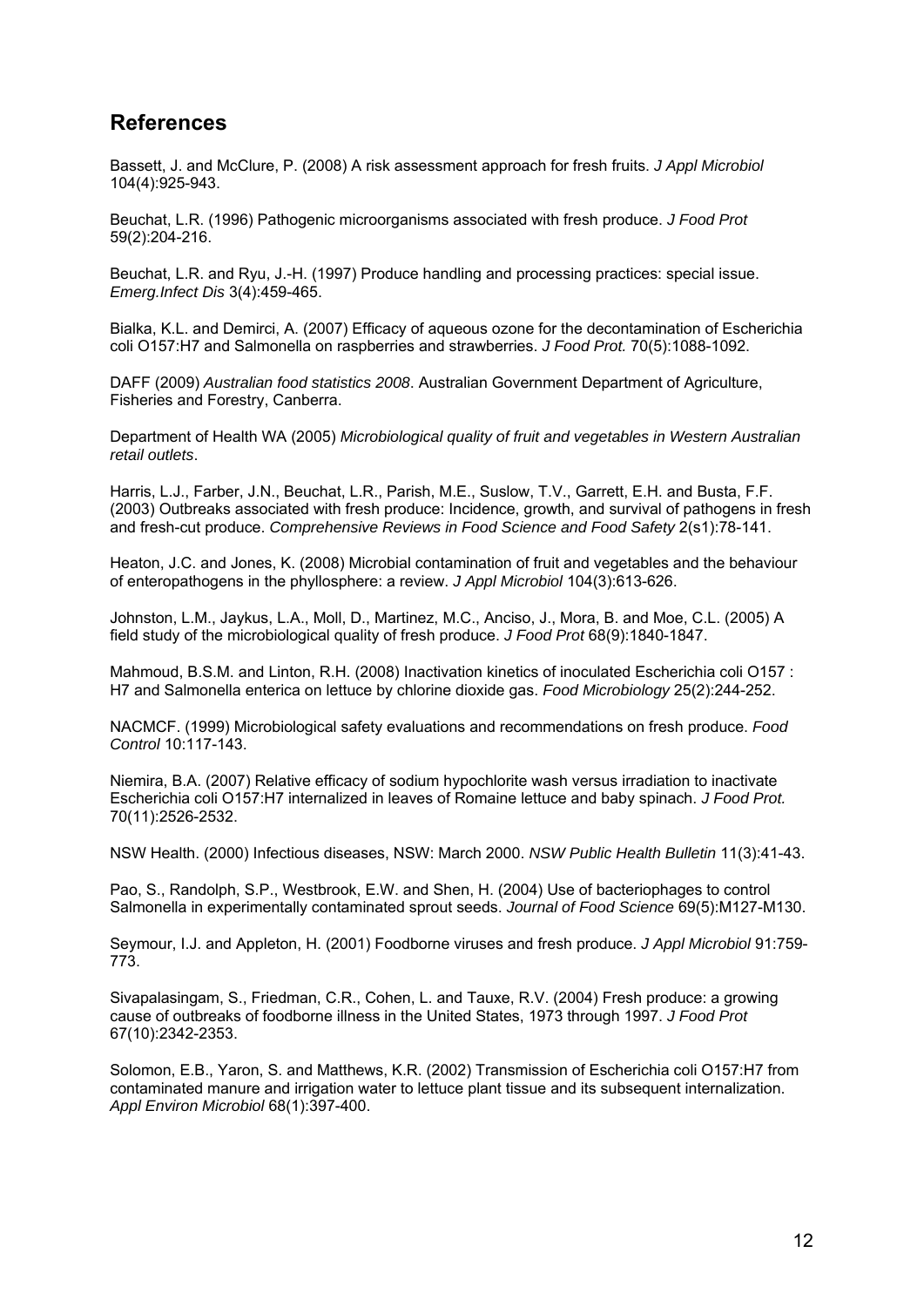## References

Bassett, J. and McClure, P. (2008) A risk assessment approach for fresh fruits. *J Appl Microbiol* 104(4):925-943.

Beuchat, L.R. (1996) Pathogenic microorganisms associated with fresh produce. *J Food Prot* 59(2):204-216.

Beuchat, L.R. and Ryu, J.-H. (1997) Produce handling and processing practices: special issue. *Emerg.Infect Dis* 3(4):459-465.

Bialka, K.L. and Demirci, A. (2007) Efficacy of aqueous ozone for the decontamination of Escherichia coli O157:H7 and Salmonella on raspberries and strawberries. *J Food Prot.* 70(5):1088-1092.

DAFF (2009) *Australian food statistics 2008*. Australian Government Department of Agriculture, Fisheries and Forestry, Canberra.

Department of Health WA (2005) *Microbiological quality of fruit and vegetables in Western Australian retail outlets*.

Harris, L.J., Farber, J.N., Beuchat, L.R., Parish, M.E., Suslow, T.V., Garrett, E.H. and Busta, F.F. (2003) Outbreaks associated with fresh produce: Incidence, growth, and survival of pathogens in fresh and fresh-cut produce. *Comprehensive Reviews in Food Science and Food Safety* 2(s1):78-141.

Heaton, J.C. and Jones, K. (2008) Microbial contamination of fruit and vegetables and the behaviour of enteropathogens in the phyllosphere: a review. *J Appl Microbiol* 104(3):613-626.

Johnston, L.M., Jaykus, L.A., Moll, D., Martinez, M.C., Anciso, J., Mora, B. and Moe, C.L. (2005) A field study of the microbiological quality of fresh produce. *J Food Prot* 68(9):1840-1847.

Mahmoud, B.S.M. and Linton, R.H. (2008) Inactivation kinetics of inoculated Escherichia coli O157 : H7 and Salmonella enterica on lettuce by chlorine dioxide gas. *Food Microbiology* 25(2):244-252.

NACMCF. (1999) Microbiological safety evaluations and recommendations on fresh produce. *Food Control* 10:117-143.

Niemira, B.A. (2007) Relative efficacy of sodium hypochlorite wash versus irradiation to inactivate Escherichia coli O157:H7 internalized in leaves of Romaine lettuce and baby spinach. *J Food Prot.* 70(11):2526-2532.

NSW Health. (2000) Infectious diseases, NSW: March 2000. *NSW Public Health Bulletin* 11(3):41-43.

Pao, S., Randolph, S.P., Westbrook, E.W. and Shen, H. (2004) Use of bacteriophages to control Salmonella in experimentally contaminated sprout seeds. *Journal of Food Science* 69(5):M127-M130.

Seymour, I.J. and Appleton, H. (2001) Foodborne viruses and fresh produce. *J Appl Microbiol* 91:759-773.

Sivapalasingam, S., Friedman, C.R., Cohen, L. and Tauxe, R.V. (2004) Fresh produce: a growing cause of outbreaks of foodborne illness in the United States, 1973 through 1997. *J Food Prot* 67(10):2342-2353.

Solomon, E.B., Yaron, S. and Matthews, K.R. (2002) Transmission of Escherichia coli O157:H7 from contaminated manure and irrigation water to lettuce plant tissue and its subsequent internalization. *Appl Environ Microbiol* 68(1):397-400.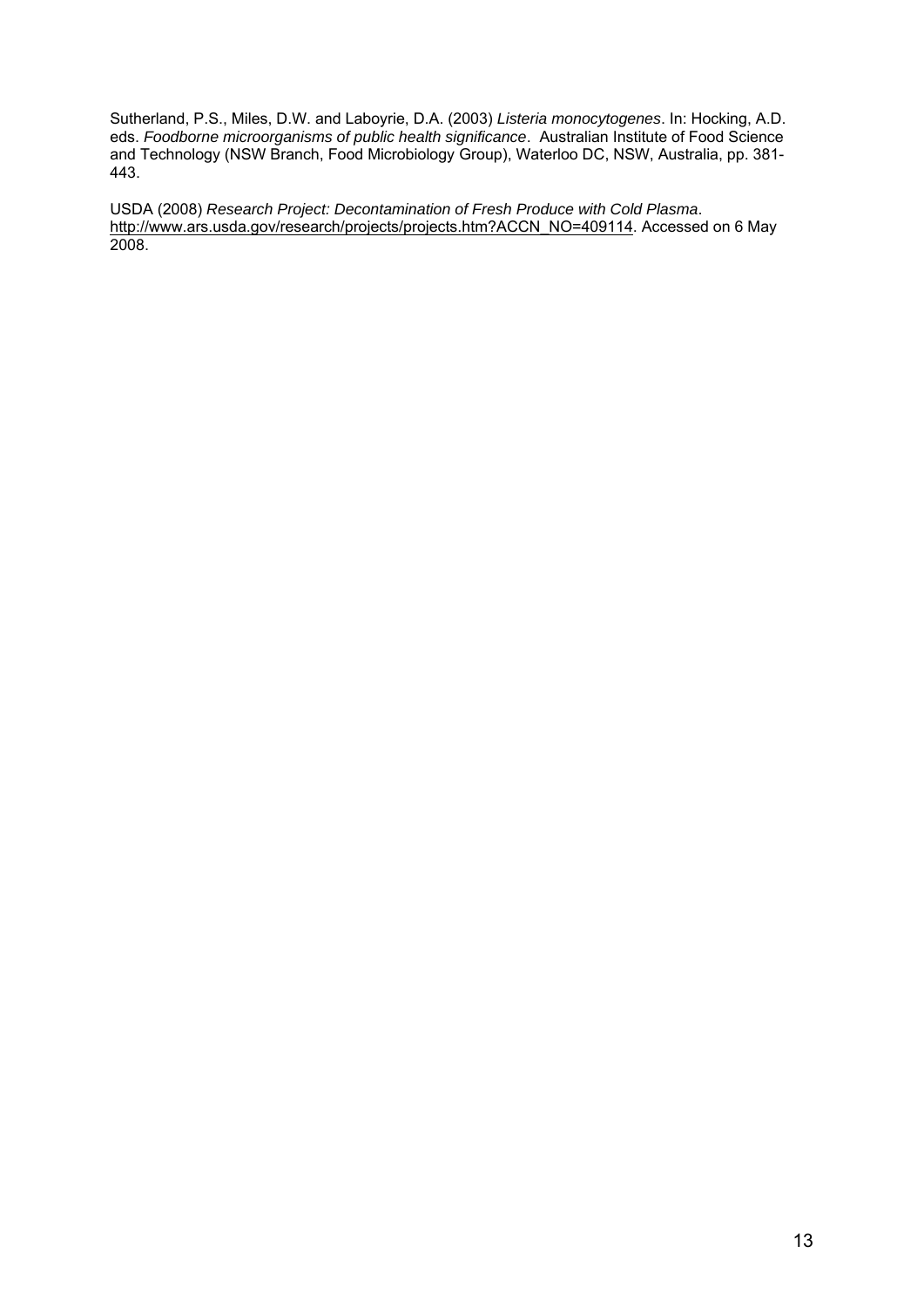Sutherland, P.S., Miles, D.W. and Laboyrie, D.A. (2003) *Listeria monocytogenes*. In: Hocking, A.D. eds. *Foodborne microorganisms of public health significance*. Australian Institute of Food Science and Technology (NSW Branch, Food Microbiology Group), Waterloo DC, NSW, Australia, pp. 381-443.

USDA (2008) *Research Project: Decontamination of Fresh Produce with Cold Plasma*. http://www.ars.usda.gov/research/projects/projects.htm?ACCN_NO=409114. Accessed on 6 May 2008.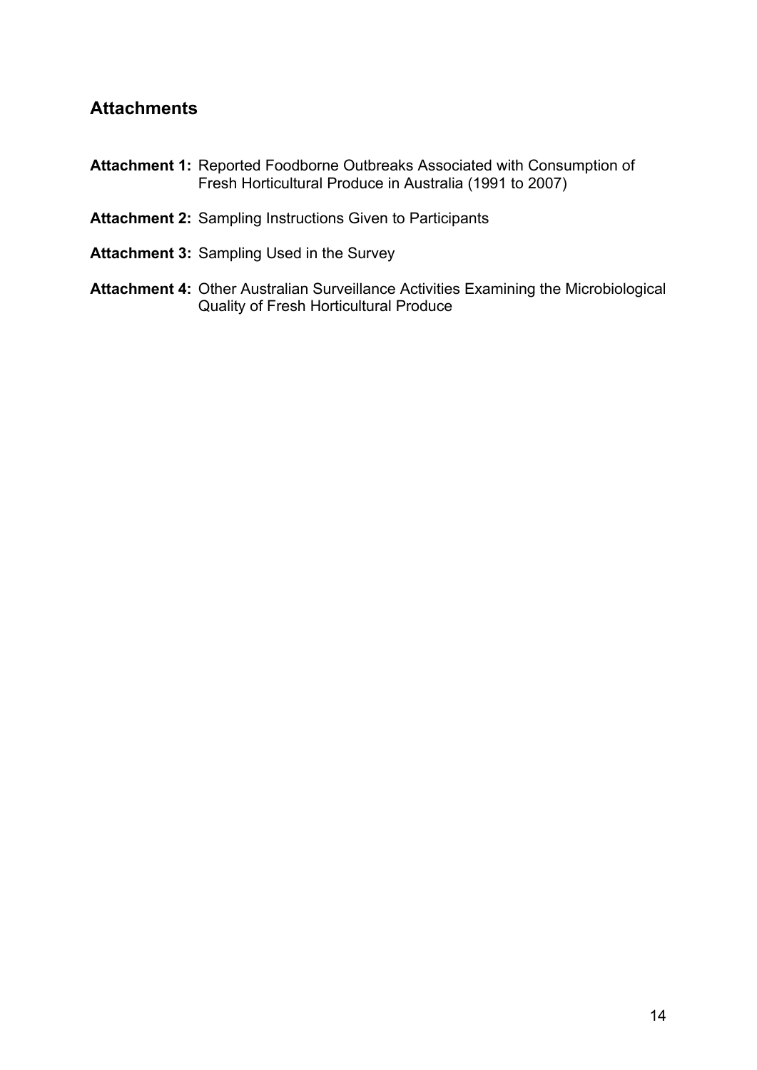## Attachments

**Attachment 1:** Reported Foodborne Outbreaks Associated with Consumption of Fresh Horticultural Produce in Australia (1991 to 2007)

**Attachment 2:** Sampling Instructions Given to Participants

**Attachment 3:** Sampling Used in the Survey

**Attachment 4:** Other Australian Surveillance Activities Examining the Microbiological Quality of Fresh Horticultural Produce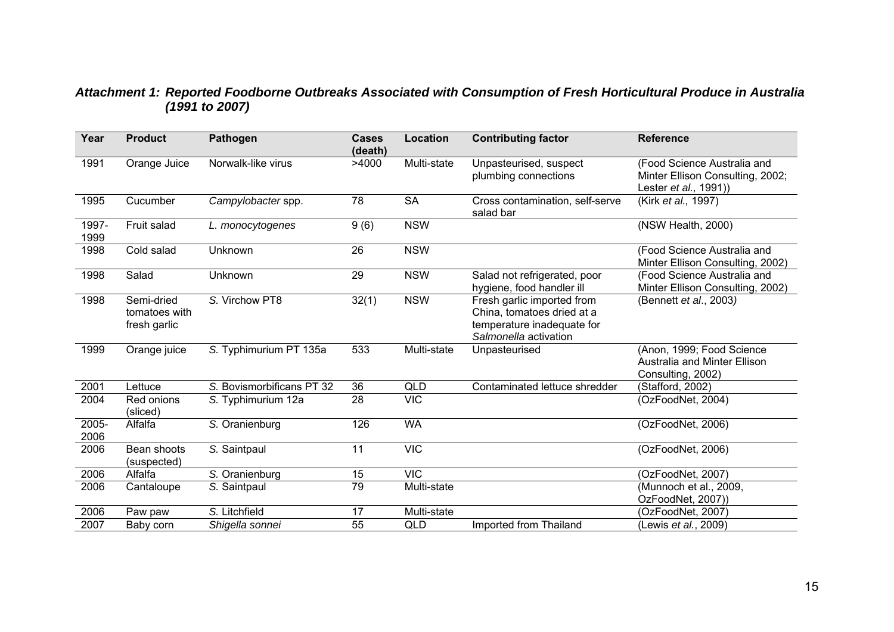***Attachment 1: Reported Foodborne Outbreaks Associated with Consumption of Fresh Horticultural Produce in Australia (1991 to 2007)***

| Year | Product | Pathogen | Cases (death) | Location | Contributing factor | Reference |
|---|---|---|---|---|---|---|
| 1991 | Orange Juice | Norwalk-like virus | >4000 | Multi-state | Unpasteurised, suspect plumbing connections | (Food Science Australia and Minter Ellison Consulting, 2002; Lester *et al.,* 1991)) |
| 1995 | Cucumber | *Campylobacter* spp. | 78 | SA | Cross contamination, self-serve salad bar | (Kirk *et al.,* 1997) |
| 1997-1999 | Fruit salad | *L. monocytogenes* | 9 (6) | NSW | | (NSW Health, 2000) |
| 1998 | Cold salad | Unknown | 26 | NSW | | (Food Science Australia and Minter Ellison Consulting, 2002) |
| 1998 | Salad | Unknown | 29 | NSW | Salad not refrigerated, poor hygiene, food handler ill | (Food Science Australia and Minter Ellison Consulting, 2002) |
| 1998 | Semi-dried tomatoes with fresh garlic | *S.* Virchow PT8 | 32(1) | NSW | Fresh garlic imported from China, tomatoes dried at a temperature inadequate for *Salmonella* activation | (Bennett *et al*., 2003*)* |
| 1999 | Orange juice | *S.* Typhimurium PT 135a | 533 | Multi-state | Unpasteurised | (Anon, 1999; Food Science Australia and Minter Ellison Consulting, 2002) |
| 2001 | Lettuce | *S.* Bovismorbificans PT 32 | 36 | QLD | Contaminated lettuce shredder | (Stafford, 2002) |
| 2004 | Red onions (sliced) | *S.* Typhimurium 12a | 28 | VIC | | (OzFoodNet, 2004) |
| 2005-2006 | Alfalfa | *S.* Oranienburg | 126 | WA | | (OzFoodNet, 2006) |
| 2006 | Bean shoots (suspected) | *S.* Saintpaul | 11 | VIC | | (OzFoodNet, 2006) |
| 2006 | Alfalfa | *S.* Oranienburg | 15 | VIC | | (OzFoodNet, 2007) |
| 2006 | Cantaloupe | *S.* Saintpaul | 79 | Multi-state | | (Munnoch et al., 2009, OzFoodNet, 2007)) |
| 2006 | Paw paw | *S.* Litchfield | 17 | Multi-state | | (OzFoodNet, 2007) |
| 2007 | Baby corn | *Shigella sonnei* | 55 | QLD | Imported from Thailand | (Lewis *et al.*, 2009) |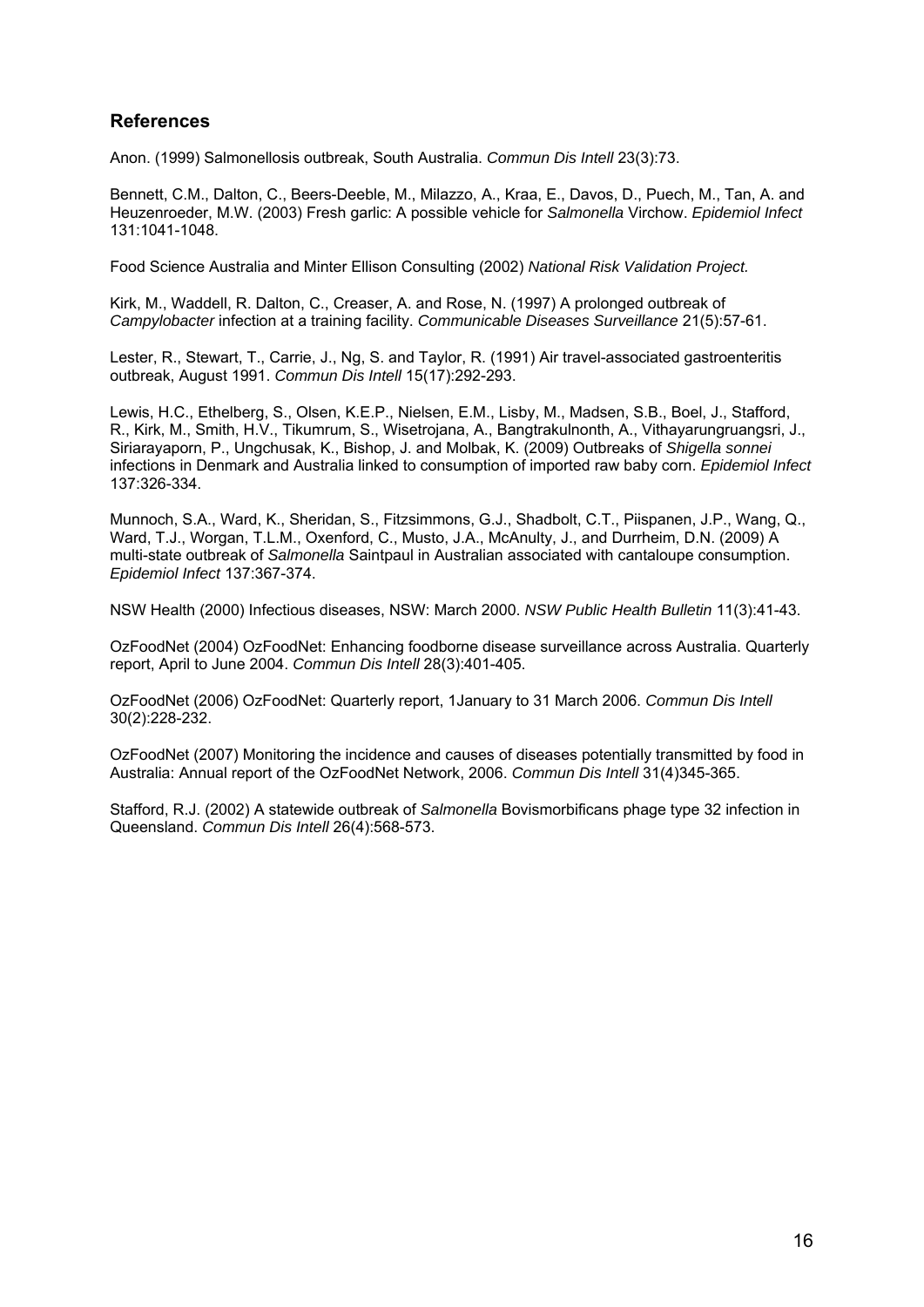## References

Anon. (1999) Salmonellosis outbreak, South Australia. *Commun Dis Intell* 23(3):73.

Bennett, C.M., Dalton, C., Beers-Deeble, M., Milazzo, A., Kraa, E., Davos, D., Puech, M., Tan, A. and Heuzenroeder, M.W. (2003) Fresh garlic: A possible vehicle for *Salmonella* Virchow. *Epidemiol Infect* 131:1041-1048.

Food Science Australia and Minter Ellison Consulting (2002) *National Risk Validation Project.*

Kirk, M., Waddell, R. Dalton, C., Creaser, A. and Rose, N. (1997) A prolonged outbreak of *Campylobacter* infection at a training facility. *Communicable Diseases Surveillance* 21(5):57-61.

Lester, R., Stewart, T., Carrie, J., Ng, S. and Taylor, R. (1991) Air travel-associated gastroenteritis outbreak, August 1991. *Commun Dis Intell* 15(17):292-293.

Lewis, H.C., Ethelberg, S., Olsen, K.E.P., Nielsen, E.M., Lisby, M., Madsen, S.B., Boel, J., Stafford, R., Kirk, M., Smith, H.V., Tikumrum, S., Wisetrojana, A., Bangtrakulnonth, A., Vithayarungruangsri, J., Siriarayaporn, P., Ungchusak, K., Bishop, J. and Molbak, K. (2009) Outbreaks of *Shigella sonnei* infections in Denmark and Australia linked to consumption of imported raw baby corn. *Epidemiol Infect* 137:326-334.

Munnoch, S.A., Ward, K., Sheridan, S., Fitzsimmons, G.J., Shadbolt, C.T., Piispanen, J.P., Wang, Q., Ward, T.J., Worgan, T.L.M., Oxenford, C., Musto, J.A., McAnulty, J., and Durrheim, D.N. (2009) A multi-state outbreak of *Salmonella* Saintpaul in Australian associated with cantaloupe consumption. *Epidemiol Infect* 137:367-374.

NSW Health (2000) Infectious diseases, NSW: March 2000. *NSW Public Health Bulletin* 11(3):41-43.

OzFoodNet (2004) OzFoodNet: Enhancing foodborne disease surveillance across Australia. Quarterly report, April to June 2004. *Commun Dis Intell* 28(3):401-405.

OzFoodNet (2006) OzFoodNet: Quarterly report, 1January to 31 March 2006. *Commun Dis Intell* 30(2):228-232.

OzFoodNet (2007) Monitoring the incidence and causes of diseases potentially transmitted by food in Australia: Annual report of the OzFoodNet Network, 2006. *Commun Dis Intell* 31(4)345-365.

Stafford, R.J. (2002) A statewide outbreak of *Salmonella* Bovismorbificans phage type 32 infection in Queensland. *Commun Dis Intell* 26(4):568-573.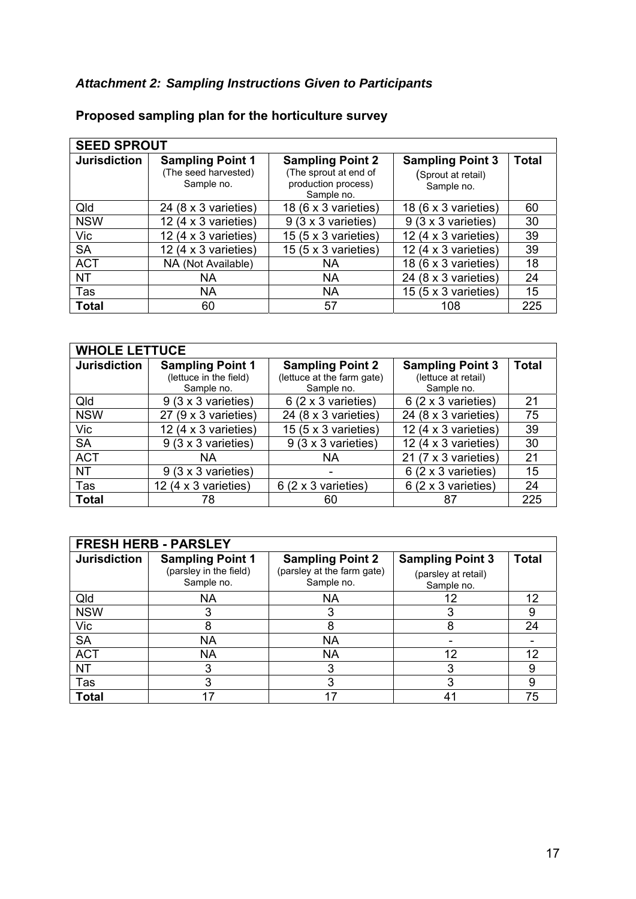### *Attachment 2: Sampling Instructions Given to Participants*

## Proposed sampling plan for the horticulture survey

| SEED SPROUT | | | | |
|---|---|---|---|---|
| **Jurisdiction** | **Sampling Point 1** (The seed harvested) Sample no. | **Sampling Point 2** (The sprout at end of production process) Sample no. | **Sampling Point 3** (Sprout at retail) Sample no. | **Total** |
| Qld | 24 (8 x 3 varieties) | 18 (6 x 3 varieties) | 18 (6 x 3 varieties) | 60 |
| NSW | 12 (4 x 3 varieties) | 9 (3 x 3 varieties) | 9 (3 x 3 varieties) | 30 |
| Vic | 12 (4 x 3 varieties) | 15 (5 x 3 varieties) | 12 (4 x 3 varieties) | 39 |
| SA | 12 (4 x 3 varieties) | 15 (5 x 3 varieties) | 12 (4 x 3 varieties) | 39 |
| ACT | NA (Not Available) | NA | 18 (6 x 3 varieties) | 18 |
| NT | NA | NA | 24 (8 x 3 varieties) | 24 |
| Tas | NA | NA | 15 (5 x 3 varieties) | 15 |
| **Total** | 60 | 57 | 108 | 225 |

| WHOLE LETTUCE | | | | |
|---|---|---|---|---|
| **Jurisdiction** | **Sampling Point 1** (lettuce in the field) Sample no. | **Sampling Point 2** (lettuce at the farm gate) Sample no. | **Sampling Point 3** (lettuce at retail) Sample no. | **Total** |
| Qld | 9 (3 x 3 varieties) | 6 (2 x 3 varieties) | 6 (2 x 3 varieties) | 21 |
| NSW | 27 (9 x 3 varieties) | 24 (8 x 3 varieties) | 24 (8 x 3 varieties) | 75 |
| Vic | 12 (4 x 3 varieties) | 15 (5 x 3 varieties) | 12 (4 x 3 varieties) | 39 |
| SA | 9 (3 x 3 varieties) | 9 (3 x 3 varieties) | 12 (4 x 3 varieties) | 30 |
| ACT | NA | NA | 21 (7 x 3 varieties) | 21 |
| NT | 9 (3 x 3 varieties) | - | 6 (2 x 3 varieties) | 15 |
| Tas | 12 (4 x 3 varieties) | 6 (2 x 3 varieties) | 6 (2 x 3 varieties) | 24 |
| **Total** | 78 | 60 | 87 | 225 |

| FRESH HERB - PARSLEY | | | | |
|---|---|---|---|---|
| **Jurisdiction** | **Sampling Point 1** (parsley in the field) Sample no. | **Sampling Point 2** (parsley at the farm gate) Sample no. | **Sampling Point 3** (parsley at retail) Sample no. | **Total** |
| Qld | NA | NA | 12 | 12 |
| NSW | 3 | 3 | 3 | 9 |
| Vic | 8 | 8 | 8 | 24 |
| SA | NA | NA | - | - |
| ACT | NA | NA | 12 | 12 |
| NT | 3 | 3 | 3 | 9 |
| Tas | 3 | 3 | 3 | 9 |
| **Total** | 17 | 17 | 41 | 75 |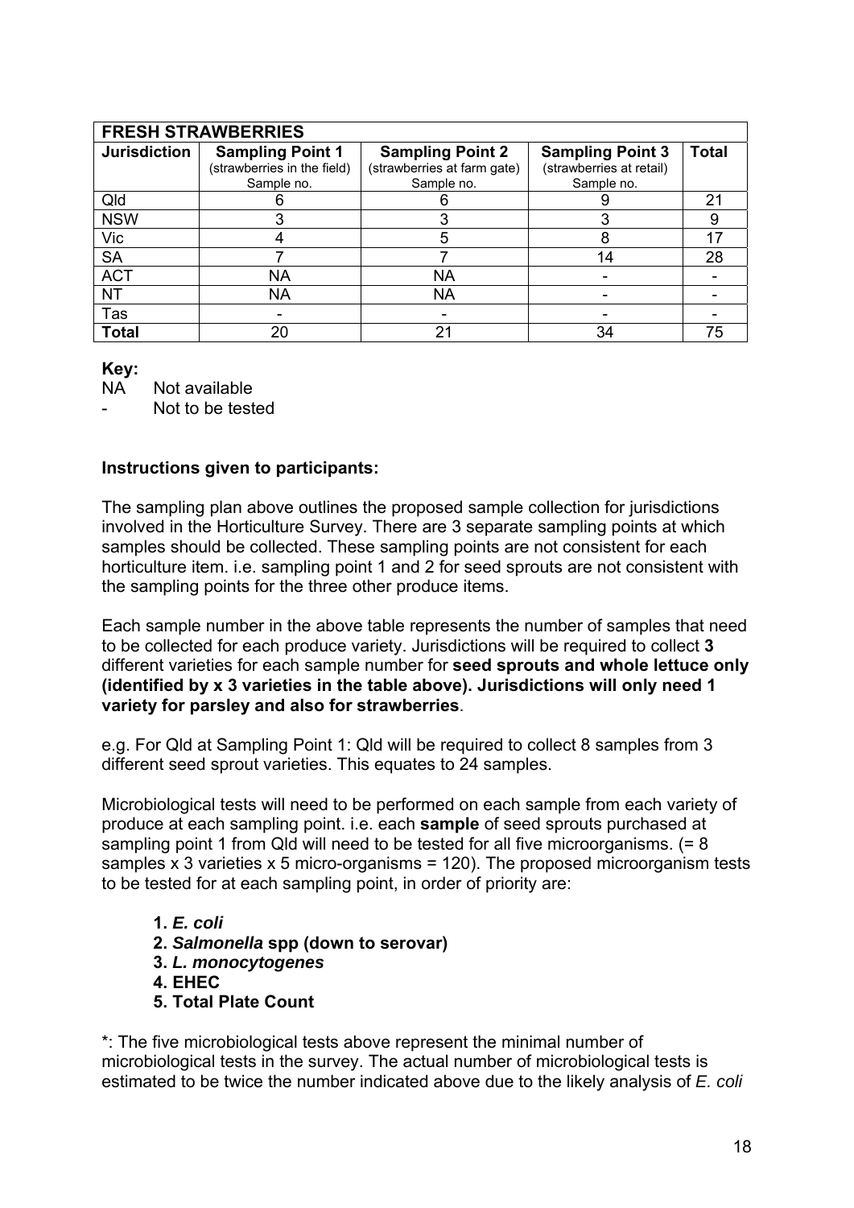| FRESH STRAWBERRIES | | | | |
|---|---|---|---|---|
| **Jurisdiction** | **Sampling Point 1** (strawberries in the field) Sample no. | **Sampling Point 2** (strawberries at farm gate) Sample no. | **Sampling Point 3** (strawberries at retail) Sample no. | **Total** |
| Qld | 6 | 6 | 9 | 21 |
| NSW | 3 | 3 | 3 | 9 |
| Vic | 4 | 5 | 8 | 17 |
| SA | 7 | 7 | 14 | 28 |
| ACT | NA | NA | - | - |
| NT | NA | NA | - | - |
| Tas | - | - | - | - |
| **Total** | 20 | 21 | 34 | 75 |

**Key:**

NA Not available

- Not to be tested

**Instructions given to participants:**

The sampling plan above outlines the proposed sample collection for jurisdictions involved in the Horticulture Survey. There are 3 separate sampling points at which samples should be collected. These sampling points are not consistent for each horticulture item. i.e. sampling point 1 and 2 for seed sprouts are not consistent with the sampling points for the three other produce items.

Each sample number in the above table represents the number of samples that need to be collected for each produce variety. Jurisdictions will be required to collect **3** different varieties for each sample number for **seed sprouts and whole lettuce only (identified by x 3 varieties in the table above). Jurisdictions will only need 1 variety for parsley and also for strawberries**.

e.g. For Qld at Sampling Point 1: Qld will be required to collect 8 samples from 3 different seed sprout varieties. This equates to 24 samples.

Microbiological tests will need to be performed on each sample from each variety of produce at each sampling point. i.e. each **sample** of seed sprouts purchased at sampling point 1 from Qld will need to be tested for all five microorganisms. (= 8 samples x 3 varieties x 5 micro-organisms = 120). The proposed microorganism tests to be tested for at each sampling point, in order of priority are:

1. ***E. coli***
2. ***Salmonella* spp (down to serovar)**
3. ***L. monocytogenes***
4. **EHEC**
5. **Total Plate Count**

*: The five microbiological tests above represent the minimal number of microbiological tests in the survey. The actual number of microbiological tests is estimated to be twice the number indicated above due to the likely analysis of *E. coli*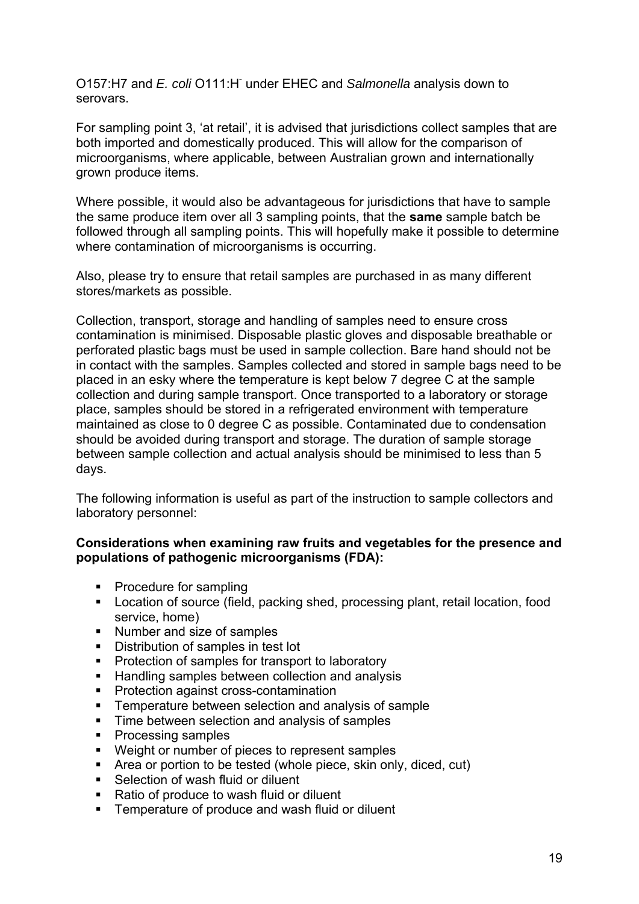O157:H7 and *E. coli* O111:H[-] under EHEC and *Salmonella* analysis down to serovars.

For sampling point 3, 'at retail', it is advised that jurisdictions collect samples that are both imported and domestically produced. This will allow for the comparison of microorganisms, where applicable, between Australian grown and internationally grown produce items.

Where possible, it would also be advantageous for jurisdictions that have to sample the same produce item over all 3 sampling points, that the **same** sample batch be followed through all sampling points. This will hopefully make it possible to determine where contamination of microorganisms is occurring.

Also, please try to ensure that retail samples are purchased in as many different stores/markets as possible.

Collection, transport, storage and handling of samples need to ensure cross contamination is minimised. Disposable plastic gloves and disposable breathable or perforated plastic bags must be used in sample collection. Bare hand should not be in contact with the samples. Samples collected and stored in sample bags need to be placed in an esky where the temperature is kept below 7 degree C at the sample collection and during sample transport. Once transported to a laboratory or storage place, samples should be stored in a refrigerated environment with temperature maintained as close to 0 degree C as possible. Contaminated due to condensation should be avoided during transport and storage. The duration of sample storage between sample collection and actual analysis should be minimised to less than 5 days.

The following information is useful as part of the instruction to sample collectors and laboratory personnel:

**Considerations when examining raw fruits and vegetables for the presence and populations of pathogenic microorganisms (FDA):**

- Procedure for sampling
- Location of source (field, packing shed, processing plant, retail location, food service, home)
- Number and size of samples
- Distribution of samples in test lot
- Protection of samples for transport to laboratory
- Handling samples between collection and analysis
- Protection against cross-contamination
- Temperature between selection and analysis of sample
- Time between selection and analysis of samples
- Processing samples
- Weight or number of pieces to represent samples
- Area or portion to be tested (whole piece, skin only, diced, cut)
- Selection of wash fluid or diluent
- Ratio of produce to wash fluid or diluent
- Temperature of produce and wash fluid or diluent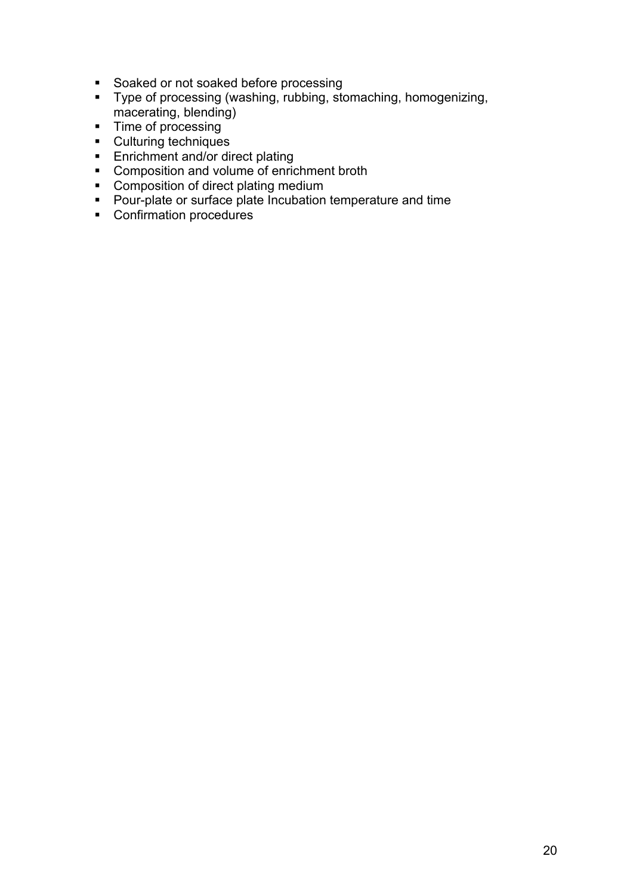- Soaked or not soaked before processing
- Type of processing (washing, rubbing, stomaching, homogenizing, macerating, blending)
- Time of processing
- Culturing techniques
- Enrichment and/or direct plating
- Composition and volume of enrichment broth
- Composition of direct plating medium
- Pour-plate or surface plate Incubation temperature and time
- Confirmation procedures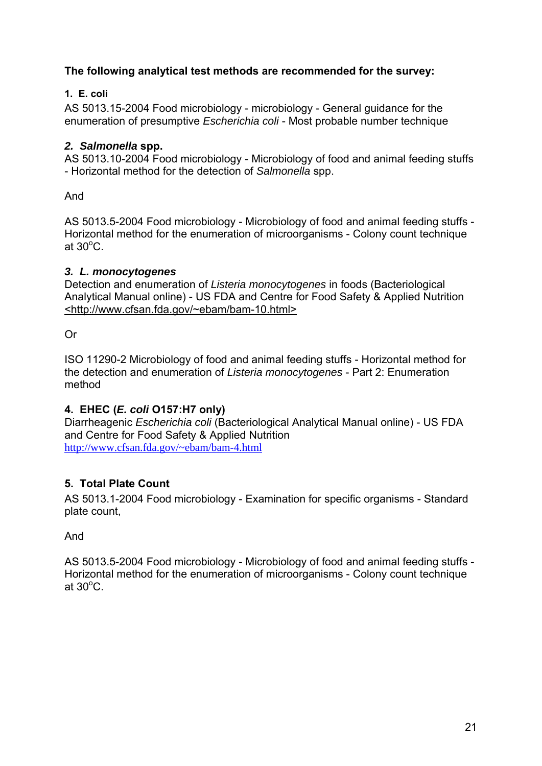**The following analytical test methods are recommended for the survey:**

**1. E. coli**

AS 5013.15-2004 Food microbiology - microbiology - General guidance for the enumeration of presumptive *Escherichia coli* - Most probable number technique

***2. Salmonella* spp.**

AS 5013.10-2004 Food microbiology - Microbiology of food and animal feeding stuffs - Horizontal method for the detection of *Salmonella* spp.

And

AS 5013.5-2004 Food microbiology - Microbiology of food and animal feeding stuffs - Horizontal method for the enumeration of microorganisms - Colony count technique at 30°C.

***3. L. monocytogenes***

Detection and enumeration of *Listeria monocytogenes* in foods (Bacteriological Analytical Manual online) - US FDA and Centre for Food Safety & Applied Nutrition <http://www.cfsan.fda.gov/~ebam/bam-10.html>

Or

ISO 11290-2 Microbiology of food and animal feeding stuffs - Horizontal method for the detection and enumeration of *Listeria monocytogenes* - Part 2: Enumeration method

**4. EHEC (*E. coli* O157:H7 only)**

Diarrheagenic *Escherichia coli* (Bacteriological Analytical Manual online) - US FDA and Centre for Food Safety & Applied Nutrition
http://www.cfsan.fda.gov/~ebam/bam-4.html

**5. Total Plate Count**

AS 5013.1-2004 Food microbiology - Examination for specific organisms - Standard plate count,

And

AS 5013.5-2004 Food microbiology - Microbiology of food and animal feeding stuffs - Horizontal method for the enumeration of microorganisms - Colony count technique at 30°C.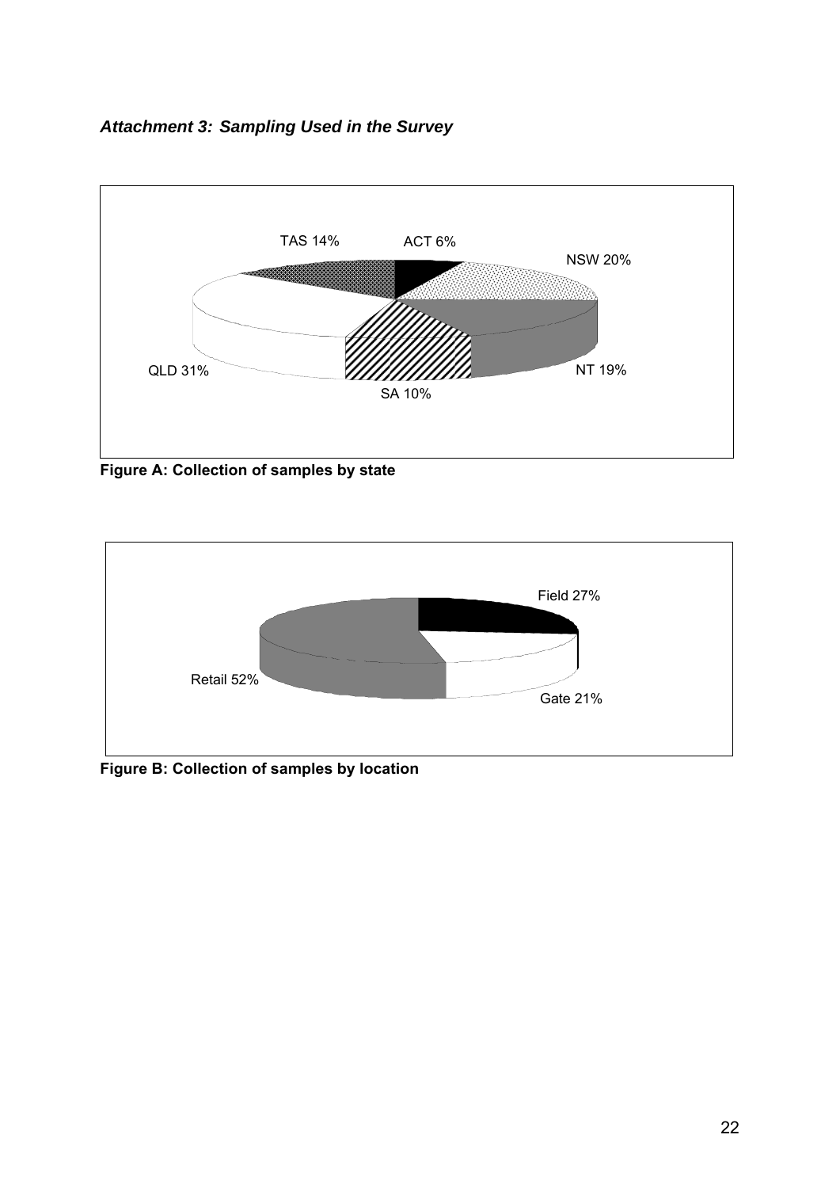***Attachment 3: Sampling Used in the Survey***

TAS 14%
ACT 6%
NSW 20%
QLD 31%
NT 19%
SA 10%

**Figure A: Collection of samples by state**

Field 27%
Retail 52%
Gate 21%

**Figure B: Collection of samples by location**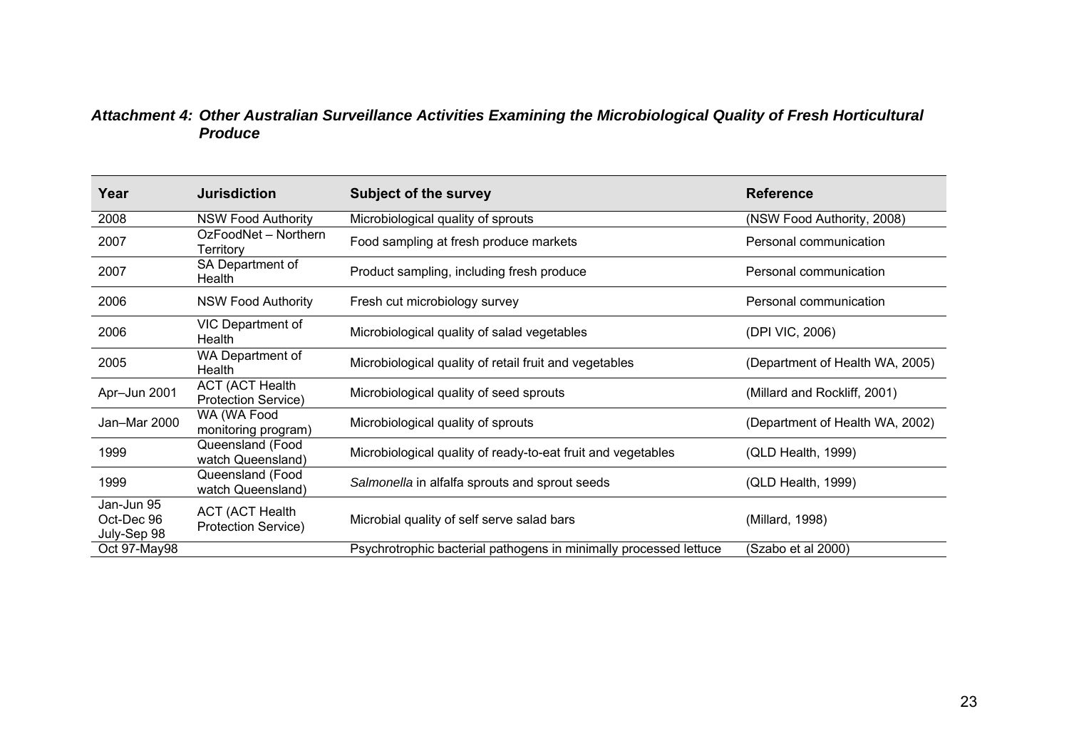***Attachment 4: Other Australian Surveillance Activities Examining the Microbiological Quality of Fresh Horticultural Produce***

| Year | Jurisdiction | Subject of the survey | Reference |
|---|---|---|---|
| 2008 | NSW Food Authority | Microbiological quality of sprouts | (NSW Food Authority, 2008) |
| 2007 | OzFoodNet – Northern Territory | Food sampling at fresh produce markets | Personal communication |
| 2007 | SA Department of Health | Product sampling, including fresh produce | Personal communication |
| 2006 | NSW Food Authority | Fresh cut microbiology survey | Personal communication |
| 2006 | VIC Department of Health | Microbiological quality of salad vegetables | (DPI VIC, 2006) |
| 2005 | WA Department of Health | Microbiological quality of retail fruit and vegetables | (Department of Health WA, 2005) |
| Apr–Jun 2001 | ACT (ACT Health Protection Service) | Microbiological quality of seed sprouts | (Millard and Rockliff, 2001) |
| Jan–Mar 2000 | WA (WA Food monitoring program) | Microbiological quality of sprouts | (Department of Health WA, 2002) |
| 1999 | Queensland (Food watch Queensland) | Microbiological quality of ready-to-eat fruit and vegetables | (QLD Health, 1999) |
| 1999 | Queensland (Food watch Queensland) | *Salmonella* in alfalfa sprouts and sprout seeds | (QLD Health, 1999) |
| Jan-Jun 95 Oct-Dec 96 July-Sep 98 | ACT (ACT Health Protection Service) | Microbial quality of self serve salad bars | (Millard, 1998) |
| Oct 97-May98 | | Psychrotrophic bacterial pathogens in minimally processed lettuce | (Szabo et al 2000) |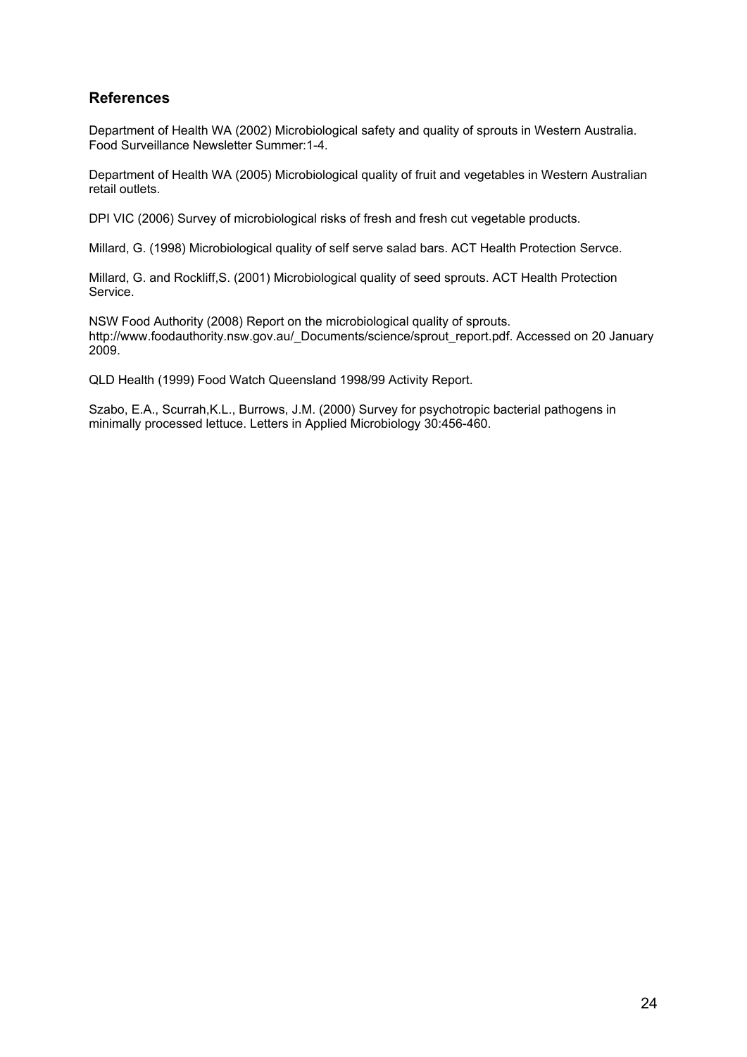## References

Department of Health WA (2002) Microbiological safety and quality of sprouts in Western Australia. Food Surveillance Newsletter Summer:1-4.

Department of Health WA (2005) Microbiological quality of fruit and vegetables in Western Australian retail outlets.

DPI VIC (2006) Survey of microbiological risks of fresh and fresh cut vegetable products.

Millard, G. (1998) Microbiological quality of self serve salad bars. ACT Health Protection Servce.

Millard, G. and Rockliff,S. (2001) Microbiological quality of seed sprouts. ACT Health Protection Service.

NSW Food Authority (2008) Report on the microbiological quality of sprouts. http://www.foodauthority.nsw.gov.au/_Documents/science/sprout_report.pdf. Accessed on 20 January 2009.

QLD Health (1999) Food Watch Queensland 1998/99 Activity Report.

Szabo, E.A., Scurrah,K.L., Burrows, J.M. (2000) Survey for psychotropic bacterial pathogens in minimally processed lettuce. Letters in Applied Microbiology 30:456-460.